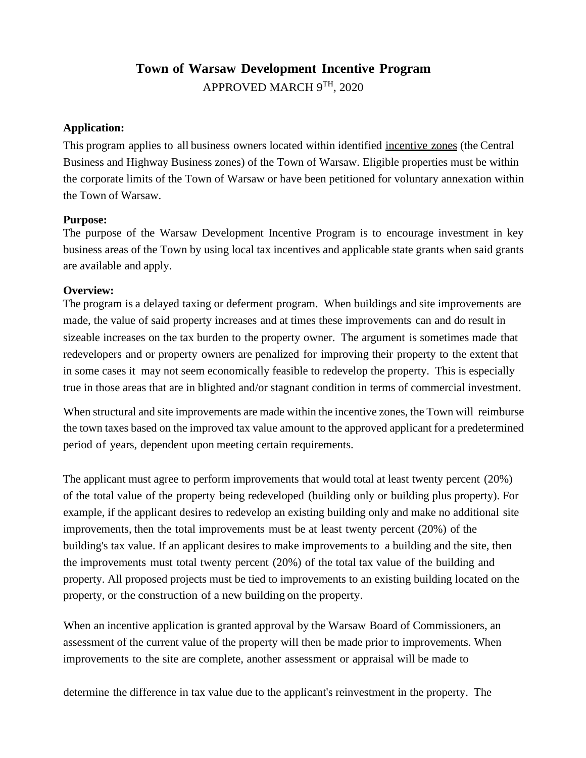# Town of Warsaw Development Incentive Program

APPROVED MARCH 9TH, 2020

**Application:**

This program applies to all business owners located within identified incentive zones (the Central Business and Highway Business zones) of the Town of Warsaw. Eligible properties must be within the corporate limits of the Town of Warsaw or have been petitioned for voluntary annexation within the Town of Warsaw.

**Purpose:**

The purpose of the Warsaw Development Incentive Program is to encourage investment in key business areas of the Town by using local tax incentives and applicable state grants when said grants are available and apply.

**Overview:**

The program is a delayed taxing or deferment program. When buildings and site improvements are made, the value of said property increases and at times these improvements can and do result in sizeable increases on the tax burden to the property owner. The argument is sometimes made that redevelopers and or property owners are penalized for improving their property to the extent that in some cases it may not seem economically feasible to redevelop the property. This is especially true in those areas that are in blighted and/or stagnant condition in terms of commercial investment.

When structural and site improvements are made within the incentive zones, the Town will reimburse the town taxes based on the improved tax value amount to the approved applicant for a predetermined period of years, dependent upon meeting certain requirements.

The applicant must agree to perform improvements that would total at least twenty percent (20%) of the total value of the property being redeveloped (building only or building plus property). For example, if the applicant desires to redevelop an existing building only and make no additional site improvements, then the total improvements must be at least twenty percent (20%) of the building's tax value. If an applicant desires to make improvements to a building and the site, then the improvements must total twenty percent (20%) of the total tax value of the building and property. All proposed projects must be tied to improvements to an existing building located on the property, or the construction of a new building on the property.

When an incentive application is granted approval by the Warsaw Board of Commissioners, an assessment of the current value of the property will then be made prior to improvements. When improvements to the site are complete, another assessment or appraisal will be made to determine the difference in tax value due to the applicant's reinvestment in the property. The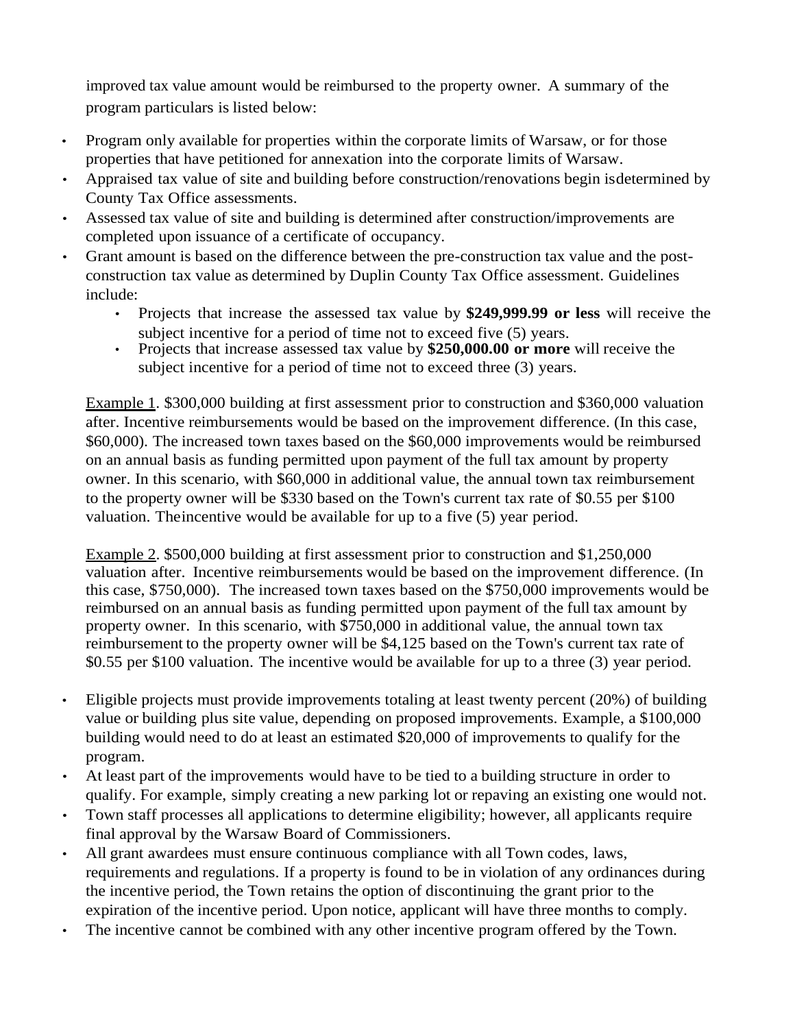improved tax value amount would be reimbursed to the property owner. A summary of the program particulars is listed below:

- Program only available for properties within the corporate limits of Warsaw, or for those properties that have petitioned for annexation into the corporate limits of Warsaw.
- Appraised tax value of site and building before construction/renovations begin isdetermined by County Tax Office assessments.
- Assessed tax value of site and building is determined after construction/improvements are completed upon issuance of a certificate of occupancy.
- Grant amount is based on the difference between the pre-construction tax value and the post-construction tax value as determined by Duplin County Tax Office assessment. Guidelines include:
  - Projects that increase the assessed tax value by **$249,999.99 or less** will receive the subject incentive for a period of time not to exceed five (5) years.
  - Projects that increase assessed tax value by **$250,000.00 or more** will receive the subject incentive for a period of time not to exceed three (3) years.

  Example 1. $300,000 building at first assessment prior to construction and $360,000 valuation after. Incentive reimbursements would be based on the improvement difference. (In this case, $60,000). The increased town taxes based on the $60,000 improvements would be reimbursed on an annual basis as funding permitted upon payment of the full tax amount by property owner. In this scenario, with $60,000 in additional value, the annual town tax reimbursement to the property owner will be $330 based on the Town's current tax rate of $0.55 per $100 valuation. Theincentive would be available for up to a five (5) year period.

  Example 2. $500,000 building at first assessment prior to construction and $1,250,000 valuation after. Incentive reimbursements would be based on the improvement difference. (In this case, $750,000). The increased town taxes based on the $750,000 improvements would be reimbursed on an annual basis as funding permitted upon payment of the full tax amount by property owner. In this scenario, with $750,000 in additional value, the annual town tax reimbursement to the property owner will be $4,125 based on the Town's current tax rate of $0.55 per $100 valuation. The incentive would be available for up to a three (3) year period.

- Eligible projects must provide improvements totaling at least twenty percent (20%) of building value or building plus site value, depending on proposed improvements. Example, a $100,000 building would need to do at least an estimated $20,000 of improvements to qualify for the program.
- At least part of the improvements would have to be tied to a building structure in order to qualify. For example, simply creating a new parking lot or repaving an existing one would not.
- Town staff processes all applications to determine eligibility; however, all applicants require final approval by the Warsaw Board of Commissioners.
- All grant awardees must ensure continuous compliance with all Town codes, laws, requirements and regulations. If a property is found to be in violation of any ordinances during the incentive period, the Town retains the option of discontinuing the grant prior to the expiration of the incentive period. Upon notice, applicant will have three months to comply.
- The incentive cannot be combined with any other incentive program offered by the Town.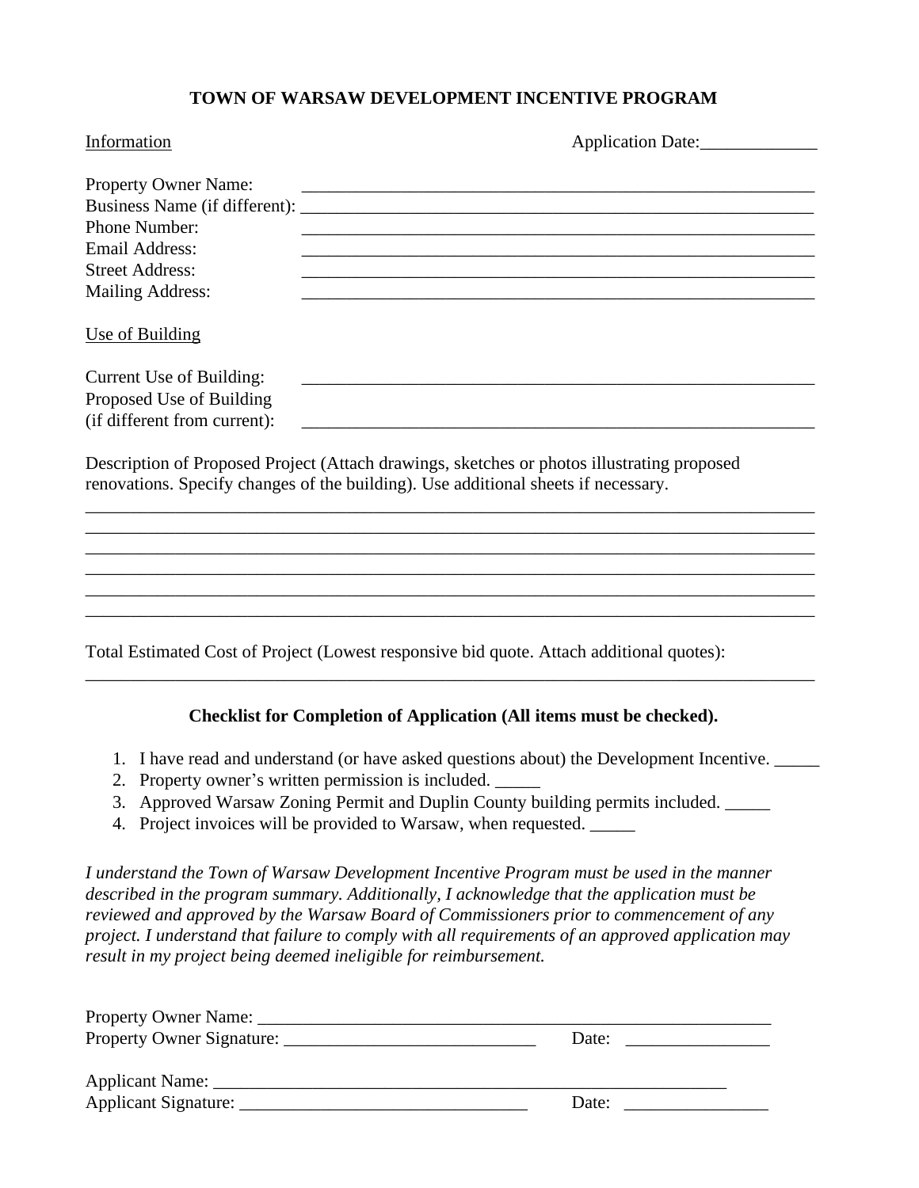# TOWN OF WARSAW DEVELOPMENT INCENTIVE PROGRAM

Information

Application Date:_____________

Property Owner Name: ____________________________________________________________

Business Name (if different): ____________________________________________________________

Phone Number: ____________________________________________________________

Email Address: ____________________________________________________________

Street Address: ____________________________________________________________

Mailing Address: ____________________________________________________________

Use of Building

Current Use of Building: ____________________________________________________________

Proposed Use of Building (if different from current): ____________________________________________________________

Description of Proposed Project (Attach drawings, sketches or photos illustrating proposed renovations. Specify changes of the building). Use additional sheets if necessary.

_________________________________________________________________________________
_________________________________________________________________________________
_________________________________________________________________________________
_________________________________________________________________________________
_________________________________________________________________________________
_________________________________________________________________________________

Total Estimated Cost of Project (Lowest responsive bid quote. Attach additional quotes):

_________________________________________________________________________________

**Checklist for Completion of Application (All items must be checked).**

1. I have read and understand (or have asked questions about) the Development Incentive. _____
2. Property owner's written permission is included. _____
3. Approved Warsaw Zoning Permit and Duplin County building permits included. _____
4. Project invoices will be provided to Warsaw, when requested. _____

*I understand the Town of Warsaw Development Incentive Program must be used in the manner described in the program summary. Additionally, I acknowledge that the application must be reviewed and approved by the Warsaw Board of Commissioners prior to commencement of any project. I understand that failure to comply with all requirements of an approved application may result in my project being deemed ineligible for reimbursement.*

Property Owner Name: ____________________________________________________________

Property Owner Signature: ____________________________ Date: ________________

Applicant Name: ____________________________________________________________

Applicant Signature: ________________________________ Date: ________________